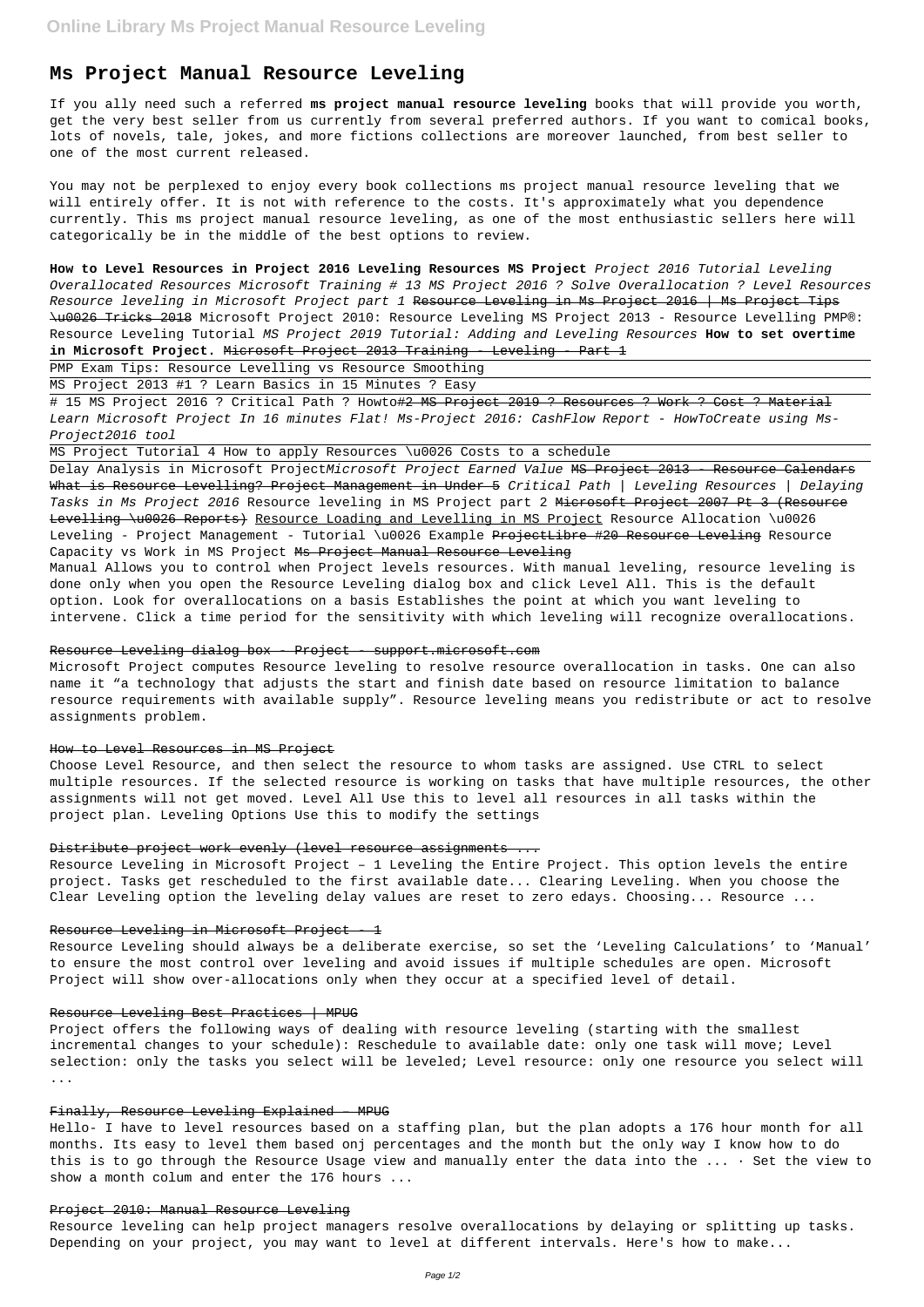# Ms Project Manual Resource Leveling

If you ally need such a referred **ms project manual resource leveling** books that will provide you worth, get the very best seller from us currently from several preferred authors. If you want to comical books, lots of novels, tale, jokes, and more fictions collections are moreover launched, from best seller to one of the most current released.

You may not be perplexed to enjoy every book collections ms project manual resource leveling that we will entirely offer. It is not with reference to the costs. It's approximately what you dependence currently. This ms project manual resource leveling, as one of the most enthusiastic sellers here will categorically be in the middle of the best options to review.

**How to Level Resources in Project 2016 Leveling Resources MS Project** *Project 2016 Tutorial Leveling Overallocated Resources Microsoft Training # 13 MS Project 2016 ? Solve Overallocation ? Level Resources Resource leveling in Microsoft Project part 1* ~~Resource Leveling in Ms Project 2016 | Ms Project Tips \u0026 Tricks 2018~~ Microsoft Project 2010: Resource Leveling MS Project 2013 - Resource Levelling PMP®: Resource Leveling Tutorial *MS Project 2019 Tutorial: Adding and Leveling Resources* **How to set overtime in Microsoft Project.** ~~Microsoft Project 2013 Training - Leveling - Part 1~~

PMP Exam Tips: Resource Levelling vs Resource Smoothing

MS Project 2013 #1 ? Learn Basics in 15 Minutes ? Easy

# 15 MS Project 2016 ? Critical Path ? Howto~~#2 MS Project 2019 ? Resources ? Work ? Cost ? Material~~ *Learn Microsoft Project In 16 minutes Flat! Ms-Project 2016: CashFlow Report - HowToCreate using Ms-Project2016 tool*

MS Project Tutorial 4 How to apply Resources \u0026 Costs to a schedule

Delay Analysis in Microsoft Project*Microsoft Project Earned Value* ~~MS Project 2013 - Resource Calendars~~ ~~What is Resource Levelling? Project Management in Under 5~~ *Critical Path | Leveling Resources | Delaying Tasks in Ms Project 2016* Resource leveling in MS Project part 2 ~~Microsoft Project 2007 Pt 3 (Resource Levelling \u0026 Reports)~~ Resource Loading and Levelling in MS Project Resource Allocation \u0026 Leveling - Project Management - Tutorial \u0026 Example ~~ProjectLibre #20 Resource Leveling~~ Resource Capacity vs Work in MS Project ~~Ms Project Manual Resource Leveling~~

Manual Allows you to control when Project levels resources. With manual leveling, resource leveling is done only when you open the Resource Leveling dialog box and click Level All. This is the default option. Look for overallocations on a basis Establishes the point at which you want leveling to intervene. Click a time period for the sensitivity with which leveling will recognize overallocations.

~~Resource Leveling dialog box - Project - support.microsoft.com~~

Microsoft Project computes Resource leveling to resolve resource overallocation in tasks. One can also name it "a technology that adjusts the start and finish date based on resource limitation to balance resource requirements with available supply". Resource leveling means you redistribute or act to resolve assignments problem.

~~How to Level Resources in MS Project~~

Choose Level Resource, and then select the resource to whom tasks are assigned. Use CTRL to select multiple resources. If the selected resource is working on tasks that have multiple resources, the other assignments will not get moved. Level All Use this to level all resources in all tasks within the project plan. Leveling Options Use this to modify the settings

~~Distribute project work evenly (level resource assignments ...~~

Resource Leveling in Microsoft Project – 1 Leveling the Entire Project. This option levels the entire project. Tasks get rescheduled to the first available date... Clearing Leveling. When you choose the Clear Leveling option the leveling delay values are reset to zero edays. Choosing... Resource ...

~~Resource Leveling in Microsoft Project - 1~~

Resource Leveling should always be a deliberate exercise, so set the 'Leveling Calculations' to 'Manual' to ensure the most control over leveling and avoid issues if multiple schedules are open. Microsoft Project will show over-allocations only when they occur at a specified level of detail.

~~Resource Leveling Best Practices | MPUG~~

Project offers the following ways of dealing with resource leveling (starting with the smallest incremental changes to your schedule): Reschedule to available date: only one task will move; Level selection: only the tasks you select will be leveled; Level resource: only one resource you select will ...

~~Finally, Resource Leveling Explained – MPUG~~

Hello- I have to level resources based on a staffing plan, but the plan adopts a 176 hour month for all months. Its easy to level them based onj percentages and the month but the only way I know how to do this is to go through the Resource Usage view and manually enter the data into the ... · Set the view to show a month colum and enter the 176 hours ...

~~Project 2010: Manual Resource Leveling~~

Resource leveling can help project managers resolve overallocations by delaying or splitting up tasks. Depending on your project, you may want to level at different intervals. Here's how to make...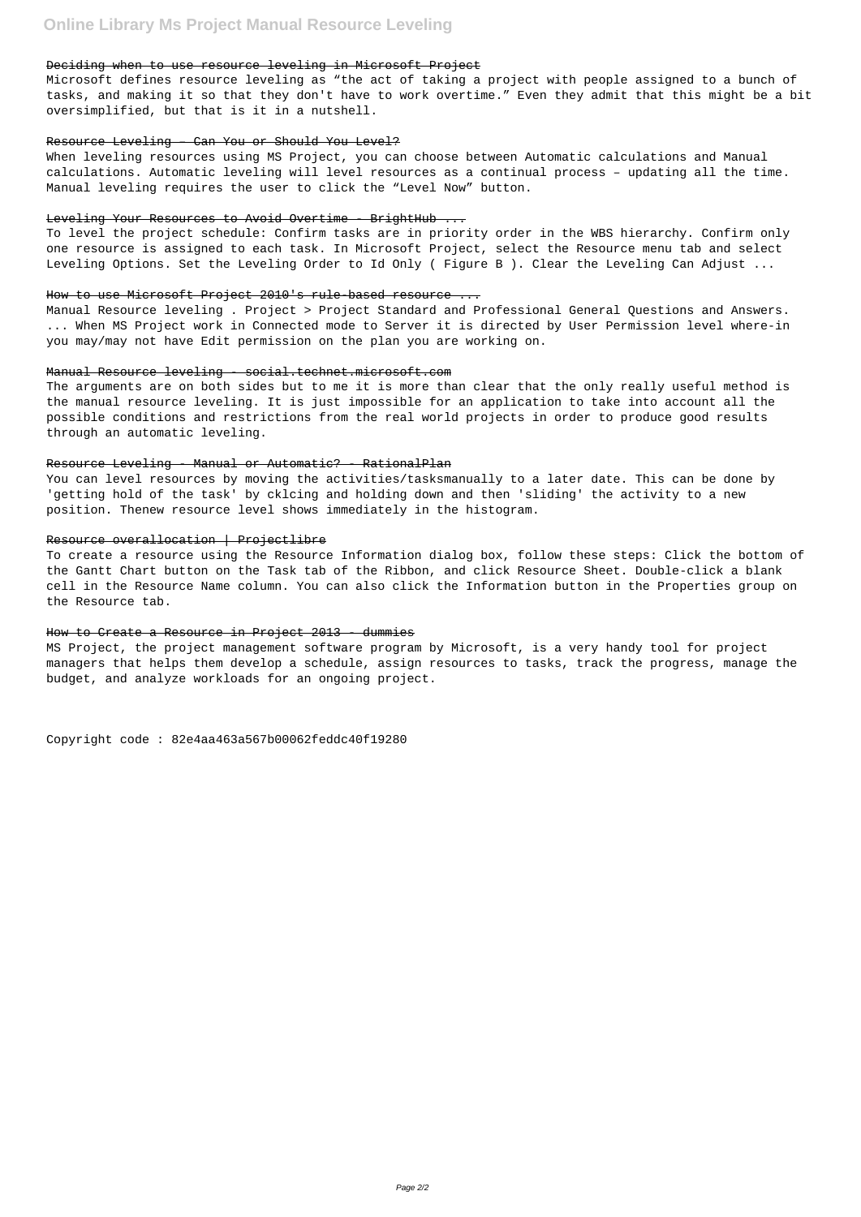Deciding when to use resource leveling in Microsoft Project

Microsoft defines resource leveling as "the act of taking a project with people assigned to a bunch of tasks, and making it so that they don't have to work overtime." Even they admit that this might be a bit oversimplified, but that is it in a nutshell.

Resource Leveling – Can You or Should You Level?

When leveling resources using MS Project, you can choose between Automatic calculations and Manual calculations. Automatic leveling will level resources as a continual process – updating all the time. Manual leveling requires the user to click the "Level Now" button.

Leveling Your Resources to Avoid Overtime - BrightHub ...

To level the project schedule: Confirm tasks are in priority order in the WBS hierarchy. Confirm only one resource is assigned to each task. In Microsoft Project, select the Resource menu tab and select Leveling Options. Set the Leveling Order to Id Only ( Figure B ). Clear the Leveling Can Adjust ...

How to use Microsoft Project 2010's rule-based resource ...

Manual Resource leveling . Project > Project Standard and Professional General Questions and Answers. ... When MS Project work in Connected mode to Server it is directed by User Permission level where-in you may/may not have Edit permission on the plan you are working on.

Manual Resource leveling - social.technet.microsoft.com

The arguments are on both sides but to me it is more than clear that the only really useful method is the manual resource leveling. It is just impossible for an application to take into account all the possible conditions and restrictions from the real world projects in order to produce good results through an automatic leveling.

Resource Leveling - Manual or Automatic? - RationalPlan

You can level resources by moving the activities/tasksmanually to a later date. This can be done by 'getting hold of the task' by cklcing and holding down and then 'sliding' the activity to a new position. Thenew resource level shows immediately in the histogram.

Resource overallocation | Projectlibre

To create a resource using the Resource Information dialog box, follow these steps: Click the bottom of the Gantt Chart button on the Task tab of the Ribbon, and click Resource Sheet. Double-click a blank cell in the Resource Name column. You can also click the Information button in the Properties group on the Resource tab.

How to Create a Resource in Project 2013 - dummies

MS Project, the project management software program by Microsoft, is a very handy tool for project managers that helps them develop a schedule, assign resources to tasks, track the progress, manage the budget, and analyze workloads for an ongoing project.

Copyright code : 82e4aa463a567b00062feddc40f19280